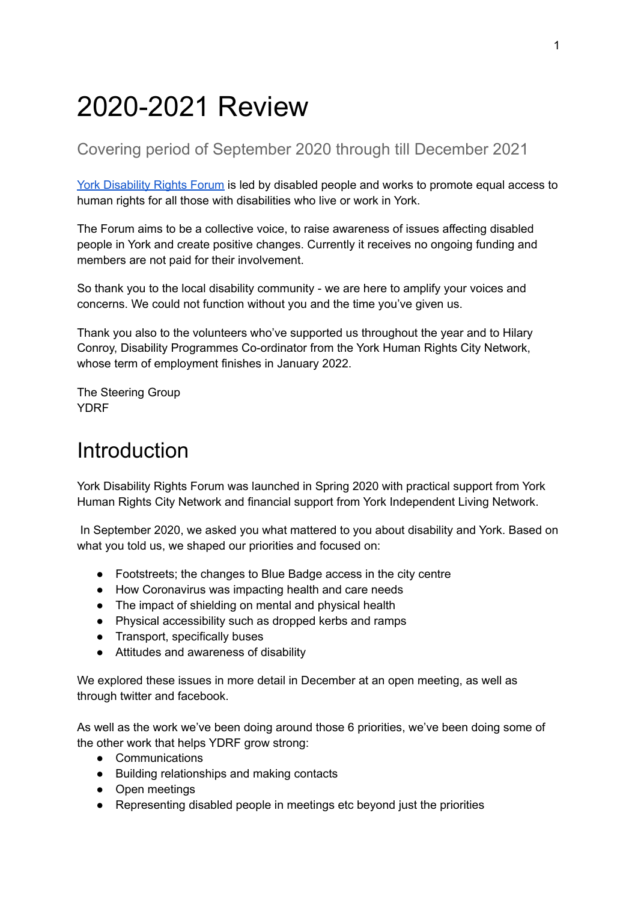# 2020-2021 Review

## Covering period of September 2020 through till December 2021

[York Disability Rights Forum](#) is led by disabled people and works to promote equal access to human rights for all those with disabilities who live or work in York.

The Forum aims to be a collective voice, to raise awareness of issues affecting disabled people in York and create positive changes. Currently it receives no ongoing funding and members are not paid for their involvement.

So thank you to the local disability community - we are here to amplify your voices and concerns. We could not function without you and the time you've given us.

Thank you also to the volunteers who've supported us throughout the year and to Hilary Conroy, Disability Programmes Co-ordinator from the York Human Rights City Network, whose term of employment finishes in January 2022.

The Steering Group
YDRF

# Introduction

York Disability Rights Forum was launched in Spring 2020 with practical support from York Human Rights City Network and financial support from York Independent Living Network.

In September 2020, we asked you what mattered to you about disability and York. Based on what you told us, we shaped our priorities and focused on:

- Footstreets; the changes to Blue Badge access in the city centre
- How Coronavirus was impacting health and care needs
- The impact of shielding on mental and physical health
- Physical accessibility such as dropped kerbs and ramps
- Transport, specifically buses
- Attitudes and awareness of disability

We explored these issues in more detail in December at an open meeting, as well as through twitter and facebook.

As well as the work we've been doing around those 6 priorities, we've been doing some of the other work that helps YDRF grow strong:

- Communications
- Building relationships and making contacts
- Open meetings
- Representing disabled people in meetings etc beyond just the priorities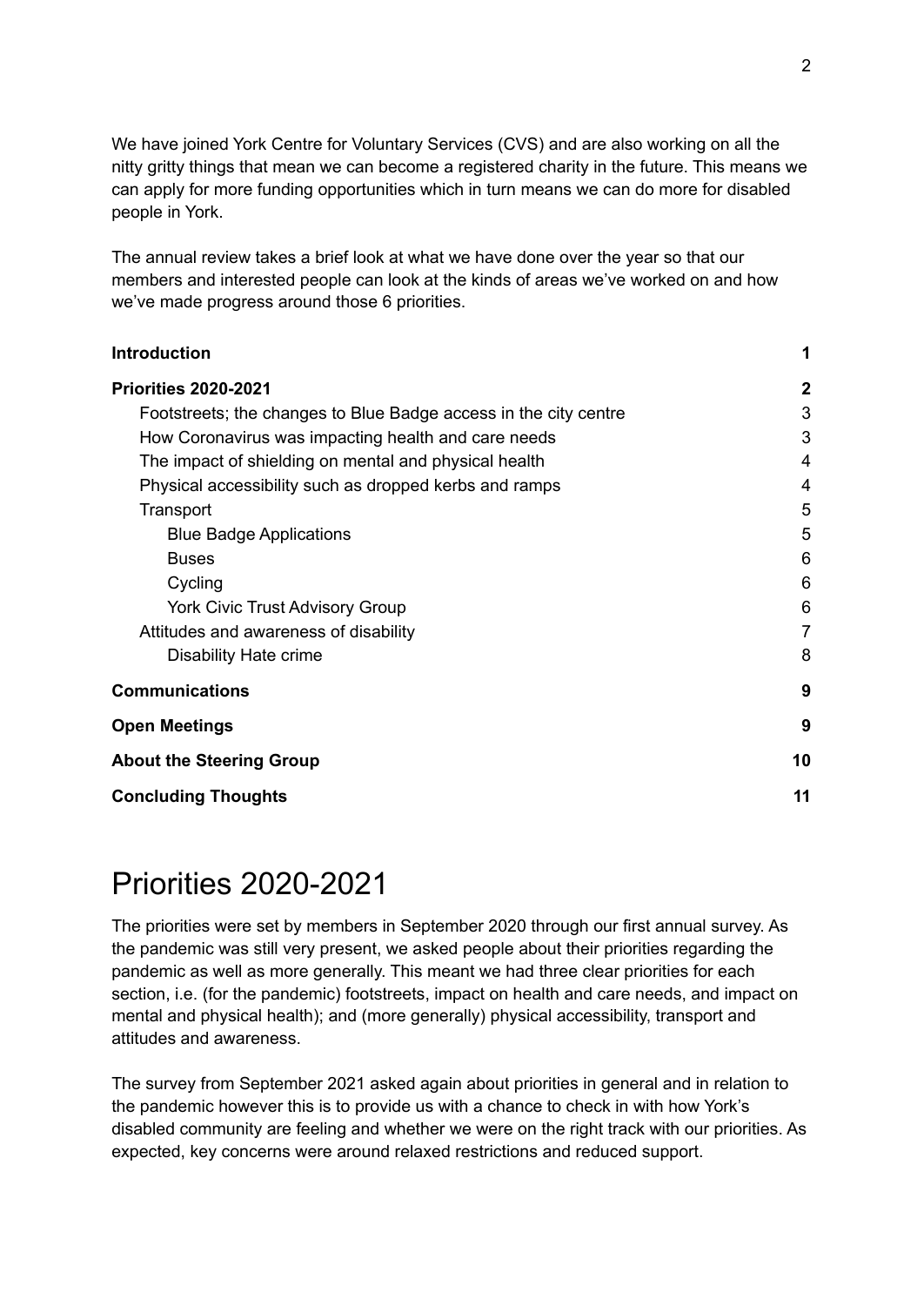We have joined York Centre for Voluntary Services (CVS) and are also working on all the nitty gritty things that mean we can become a registered charity in the future. This means we can apply for more funding opportunities which in turn means we can do more for disabled people in York.

The annual review takes a brief look at what we have done over the year so that our members and interested people can look at the kinds of areas we've worked on and how we've made progress around those 6 priorities.

**Introduction** 1

**Priorities 2020-2021** 2

- Footstreets; the changes to Blue Badge access in the city centre 3
- How Coronavirus was impacting health and care needs 3
- The impact of shielding on mental and physical health 4
- Physical accessibility such as dropped kerbs and ramps 4
- Transport 5
  - Blue Badge Applications 5
  - Buses 6
  - Cycling 6
  - York Civic Trust Advisory Group 6
- Attitudes and awareness of disability 7
  - Disability Hate crime 8

**Communications** 9

**Open Meetings** 9

**About the Steering Group** 10

**Concluding Thoughts** 11

# Priorities 2020-2021

The priorities were set by members in September 2020 through our first annual survey. As the pandemic was still very present, we asked people about their priorities regarding the pandemic as well as more generally. This meant we had three clear priorities for each section, i.e. (for the pandemic) footstreets, impact on health and care needs, and impact on mental and physical health); and (more generally) physical accessibility, transport and attitudes and awareness.

The survey from September 2021 asked again about priorities in general and in relation to the pandemic however this is to provide us with a chance to check in with how York's disabled community are feeling and whether we were on the right track with our priorities. As expected, key concerns were around relaxed restrictions and reduced support.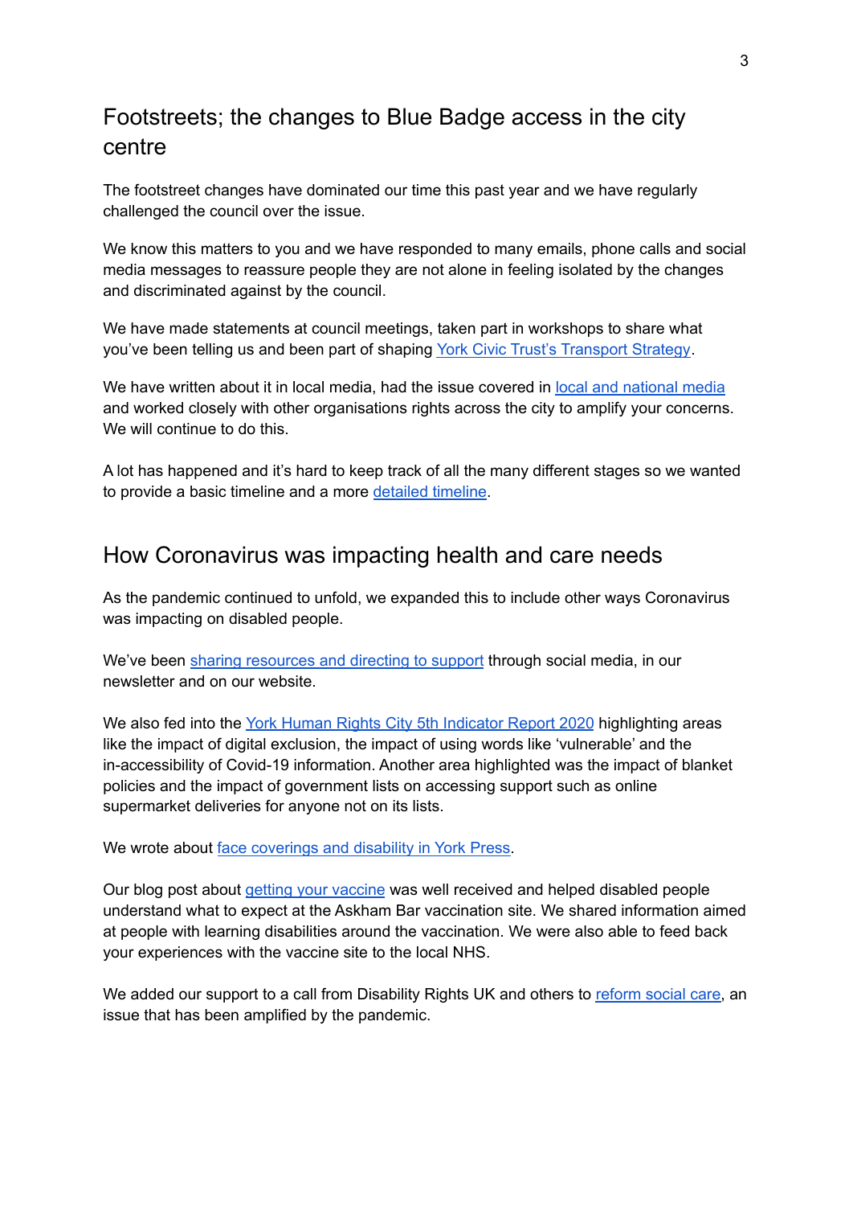## Footstreets; the changes to Blue Badge access in the city centre

The footstreet changes have dominated our time this past year and we have regularly challenged the council over the issue.

We know this matters to you and we have responded to many emails, phone calls and social media messages to reassure people they are not alone in feeling isolated by the changes and discriminated against by the council.

We have made statements at council meetings, taken part in workshops to share what you've been telling us and been part of shaping York Civic Trust's Transport Strategy.

We have written about it in local media, had the issue covered in local and national media and worked closely with other organisations rights across the city to amplify your concerns. We will continue to do this.

A lot has happened and it's hard to keep track of all the many different stages so we wanted to provide a basic timeline and a more detailed timeline.

## How Coronavirus was impacting health and care needs

As the pandemic continued to unfold, we expanded this to include other ways Coronavirus was impacting on disabled people.

We've been sharing resources and directing to support through social media, in our newsletter and on our website.

We also fed into the York Human Rights City 5th Indicator Report 2020 highlighting areas like the impact of digital exclusion, the impact of using words like 'vulnerable' and the in-accessibility of Covid-19 information. Another area highlighted was the impact of blanket policies and the impact of government lists on accessing support such as online supermarket deliveries for anyone not on its lists.

We wrote about face coverings and disability in York Press.

Our blog post about getting your vaccine was well received and helped disabled people understand what to expect at the Askham Bar vaccination site. We shared information aimed at people with learning disabilities around the vaccination. We were also able to feed back your experiences with the vaccine site to the local NHS.

We added our support to a call from Disability Rights UK and others to reform social care, an issue that has been amplified by the pandemic.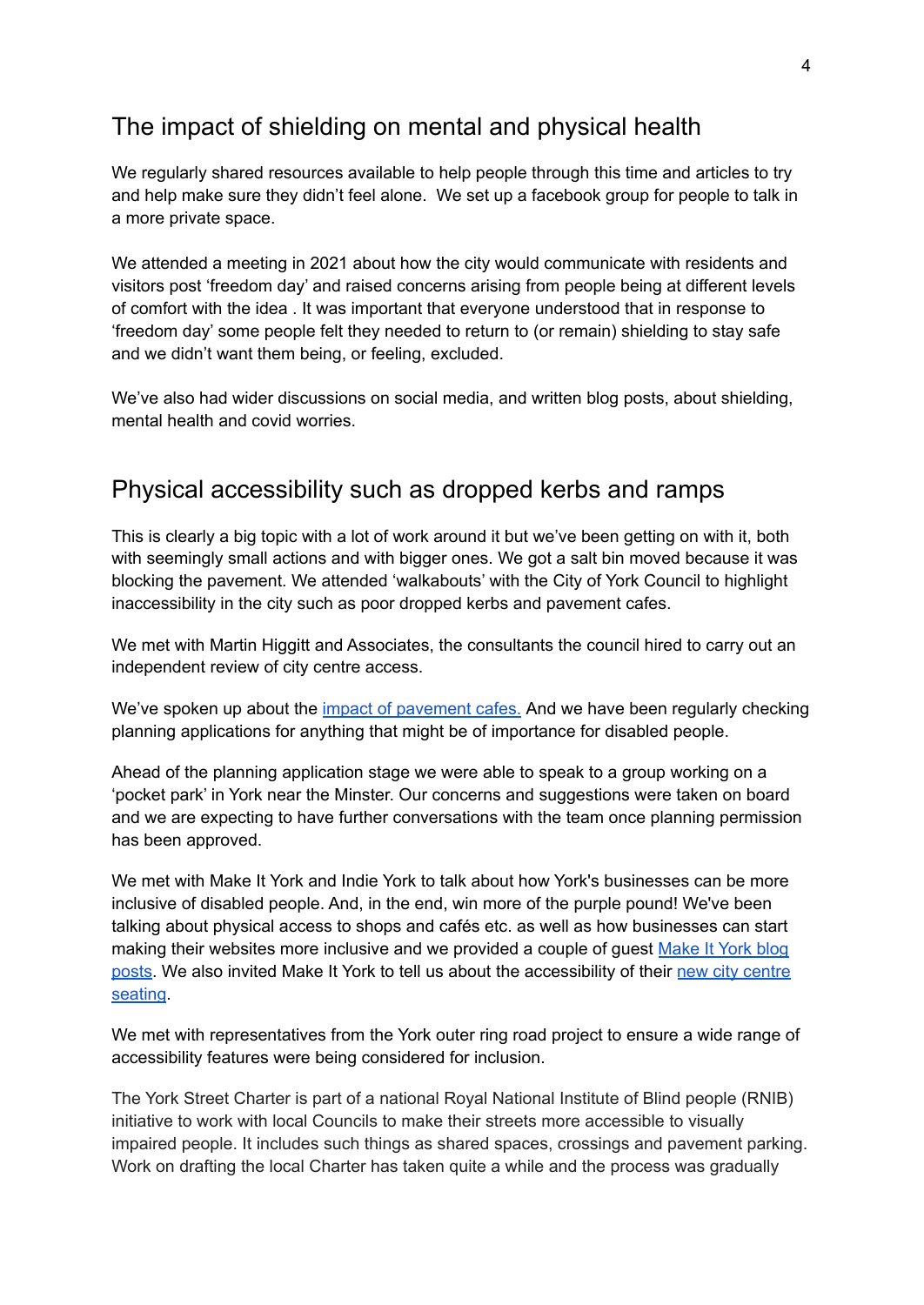## The impact of shielding on mental and physical health

We regularly shared resources available to help people through this time and articles to try and help make sure they didn't feel alone.  We set up a facebook group for people to talk in a more private space.

We attended a meeting in 2021 about how the city would communicate with residents and visitors post 'freedom day' and raised concerns arising from people being at different levels of comfort with the idea . It was important that everyone understood that in response to 'freedom day' some people felt they needed to return to (or remain) shielding to stay safe and we didn't want them being, or feeling, excluded.

We've also had wider discussions on social media, and written blog posts, about shielding, mental health and covid worries.

## Physical accessibility such as dropped kerbs and ramps

This is clearly a big topic with a lot of work around it but we've been getting on with it, both with seemingly small actions and with bigger ones. We got a salt bin moved because it was blocking the pavement. We attended 'walkabouts' with the City of York Council to highlight inaccessibility in the city such as poor dropped kerbs and pavement cafes.

We met with Martin Higgitt and Associates, the consultants the council hired to carry out an independent review of city centre access.

We've spoken up about the impact of pavement cafes. And we have been regularly checking planning applications for anything that might be of importance for disabled people.

Ahead of the planning application stage we were able to speak to a group working on a 'pocket park' in York near the Minster. Our concerns and suggestions were taken on board and we are expecting to have further conversations with the team once planning permission has been approved.

We met with Make It York and Indie York to talk about how York's businesses can be more inclusive of disabled people. And, in the end, win more of the purple pound! We've been talking about physical access to shops and cafés etc. as well as how businesses can start making their websites more inclusive and we provided a couple of guest Make It York blog posts. We also invited Make It York to tell us about the accessibility of their new city centre seating.

We met with representatives from the York outer ring road project to ensure a wide range of accessibility features were being considered for inclusion.

The York Street Charter is part of a national Royal National Institute of Blind people (RNIB) initiative to work with local Councils to make their streets more accessible to visually impaired people. It includes such things as shared spaces, crossings and pavement parking. Work on drafting the local Charter has taken quite a while and the process was gradually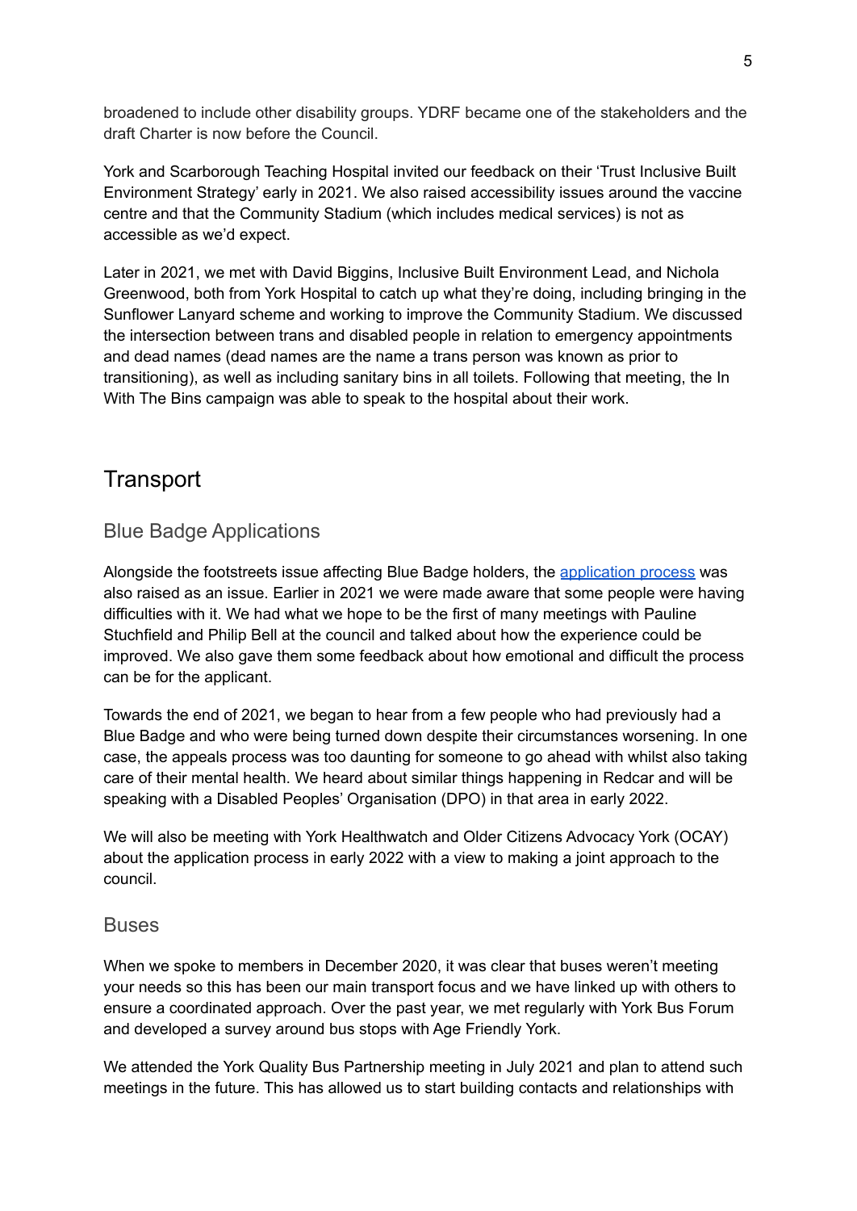broadened to include other disability groups. YDRF became one of the stakeholders and the draft Charter is now before the Council.

York and Scarborough Teaching Hospital invited our feedback on their 'Trust Inclusive Built Environment Strategy' early in 2021. We also raised accessibility issues around the vaccine centre and that the Community Stadium (which includes medical services) is not as accessible as we'd expect.

Later in 2021, we met with David Biggins, Inclusive Built Environment Lead, and Nichola Greenwood, both from York Hospital to catch up what they're doing, including bringing in the Sunflower Lanyard scheme and working to improve the Community Stadium. We discussed the intersection between trans and disabled people in relation to emergency appointments and dead names (dead names are the name a trans person was known as prior to transitioning), as well as including sanitary bins in all toilets. Following that meeting, the In With The Bins campaign was able to speak to the hospital about their work.

## Transport

### Blue Badge Applications

Alongside the footstreets issue affecting Blue Badge holders, the application process was also raised as an issue. Earlier in 2021 we were made aware that some people were having difficulties with it. We had what we hope to be the first of many meetings with Pauline Stuchfield and Philip Bell at the council and talked about how the experience could be improved. We also gave them some feedback about how emotional and difficult the process can be for the applicant.

Towards the end of 2021, we began to hear from a few people who had previously had a Blue Badge and who were being turned down despite their circumstances worsening. In one case, the appeals process was too daunting for someone to go ahead with whilst also taking care of their mental health. We heard about similar things happening in Redcar and will be speaking with a Disabled Peoples' Organisation (DPO) in that area in early 2022.

We will also be meeting with York Healthwatch and Older Citizens Advocacy York (OCAY) about the application process in early 2022 with a view to making a joint approach to the council.

### Buses

When we spoke to members in December 2020, it was clear that buses weren't meeting your needs so this has been our main transport focus and we have linked up with others to ensure a coordinated approach. Over the past year, we met regularly with York Bus Forum and developed a survey around bus stops with Age Friendly York.

We attended the York Quality Bus Partnership meeting in July 2021 and plan to attend such meetings in the future. This has allowed us to start building contacts and relationships with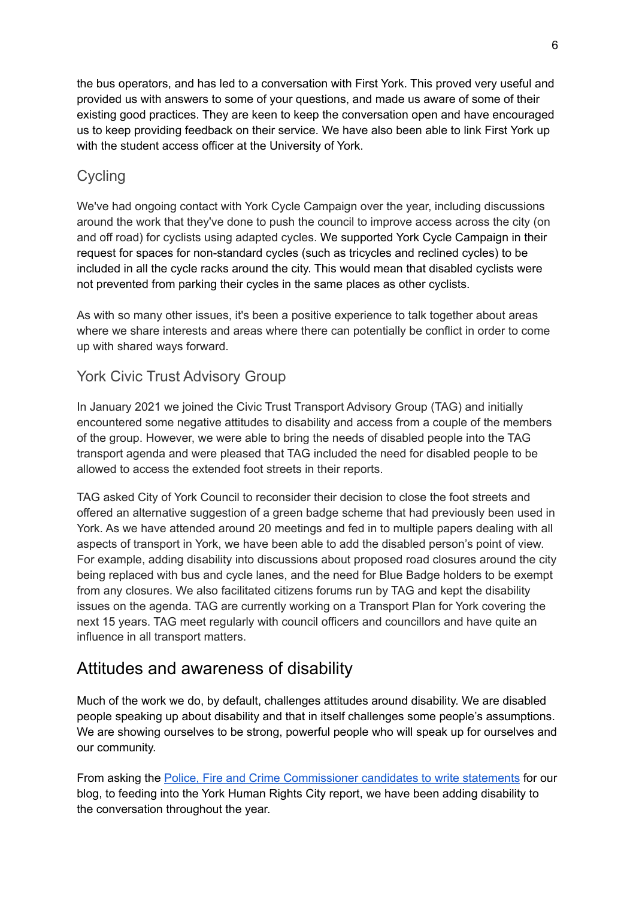the bus operators, and has led to a conversation with First York. This proved very useful and provided us with answers to some of your questions, and made us aware of some of their existing good practices. They are keen to keep the conversation open and have encouraged us to keep providing feedback on their service. We have also been able to link First York up with the student access officer at the University of York.

### Cycling

We've had ongoing contact with York Cycle Campaign over the year, including discussions around the work that they've done to push the council to improve access across the city (on and off road) for cyclists using adapted cycles. We supported York Cycle Campaign in their request for spaces for non-standard cycles (such as tricycles and reclined cycles) to be included in all the cycle racks around the city. This would mean that disabled cyclists were not prevented from parking their cycles in the same places as other cyclists.

As with so many other issues, it's been a positive experience to talk together about areas where we share interests and areas where there can potentially be conflict in order to come up with shared ways forward.

### York Civic Trust Advisory Group

In January 2021 we joined the Civic Trust Transport Advisory Group (TAG) and initially encountered some negative attitudes to disability and access from a couple of the members of the group. However, we were able to bring the needs of disabled people into the TAG transport agenda and were pleased that TAG included the need for disabled people to be allowed to access the extended foot streets in their reports.

TAG asked City of York Council to reconsider their decision to close the foot streets and offered an alternative suggestion of a green badge scheme that had previously been used in York. As we have attended around 20 meetings and fed in to multiple papers dealing with all aspects of transport in York, we have been able to add the disabled person's point of view. For example, adding disability into discussions about proposed road closures around the city being replaced with bus and cycle lanes, and the need for Blue Badge holders to be exempt from any closures. We also facilitated citizens forums run by TAG and kept the disability issues on the agenda. TAG are currently working on a Transport Plan for York covering the next 15 years. TAG meet regularly with council officers and councillors and have quite an influence in all transport matters.

## Attitudes and awareness of disability

Much of the work we do, by default, challenges attitudes around disability. We are disabled people speaking up about disability and that in itself challenges some people's assumptions. We are showing ourselves to be strong, powerful people who will speak up for ourselves and our community.

From asking the Police, Fire and Crime Commissioner candidates to write statements for our blog, to feeding into the York Human Rights City report, we have been adding disability to the conversation throughout the year.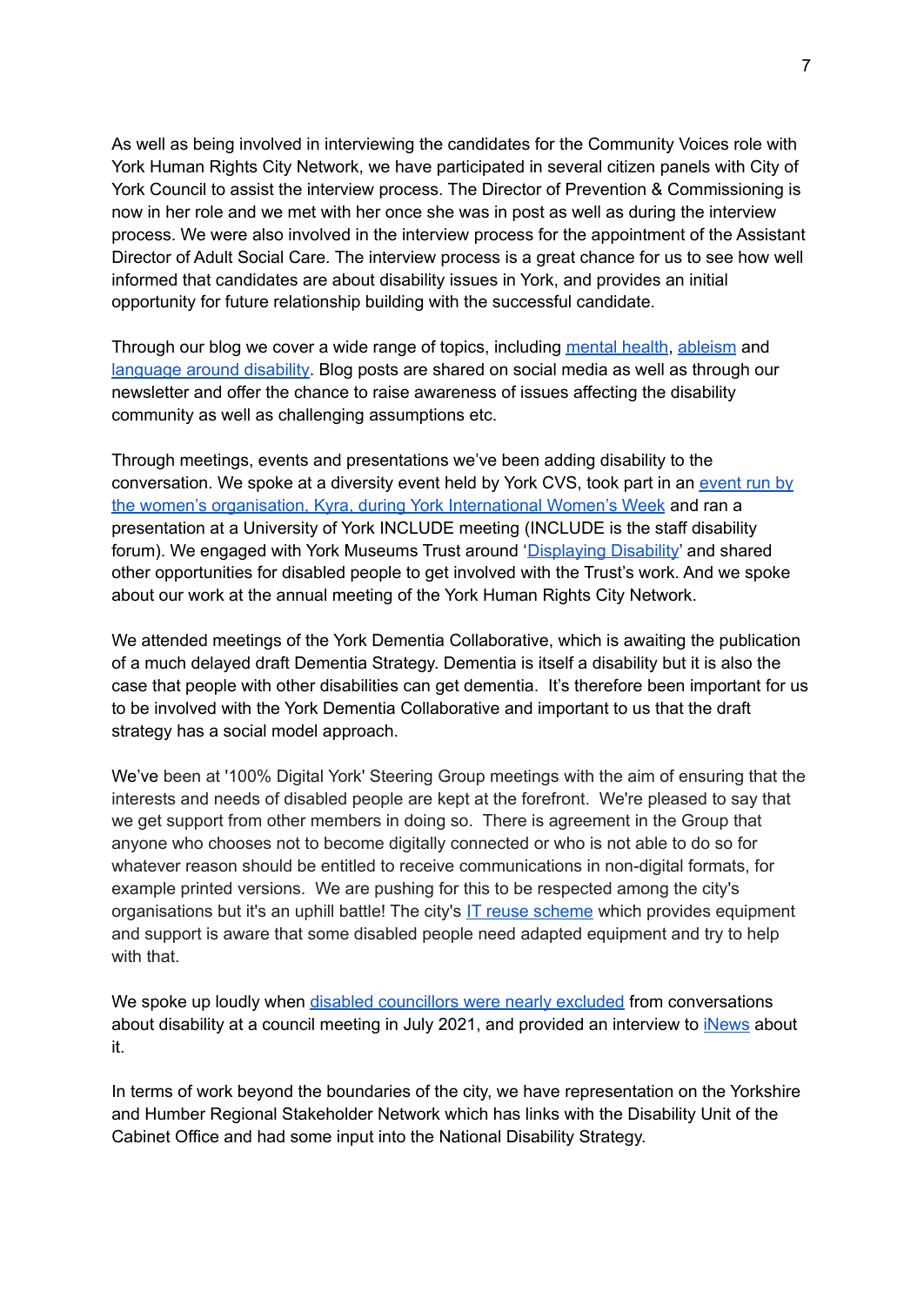As well as being involved in interviewing the candidates for the Community Voices role with York Human Rights City Network, we have participated in several citizen panels with City of York Council to assist the interview process. The Director of Prevention & Commissioning is now in her role and we met with her once she was in post as well as during the interview process. We were also involved in the interview process for the appointment of the Assistant Director of Adult Social Care. The interview process is a great chance for us to see how well informed that candidates are about disability issues in York, and provides an initial opportunity for future relationship building with the successful candidate.

Through our blog we cover a wide range of topics, including mental health, ableism and language around disability. Blog posts are shared on social media as well as through our newsletter and offer the chance to raise awareness of issues affecting the disability community as well as challenging assumptions etc.

Through meetings, events and presentations we've been adding disability to the conversation. We spoke at a diversity event held by York CVS, took part in an event run by the women's organisation, Kyra, during York International Women's Week and ran a presentation at a University of York INCLUDE meeting (INCLUDE is the staff disability forum). We engaged with York Museums Trust around 'Displaying Disability' and shared other opportunities for disabled people to get involved with the Trust's work. And we spoke about our work at the annual meeting of the York Human Rights City Network.

We attended meetings of the York Dementia Collaborative, which is awaiting the publication of a much delayed draft Dementia Strategy. Dementia is itself a disability but it is also the case that people with other disabilities can get dementia. It's therefore been important for us to be involved with the York Dementia Collaborative and important to us that the draft strategy has a social model approach.

We've been at '100% Digital York' Steering Group meetings with the aim of ensuring that the interests and needs of disabled people are kept at the forefront. We're pleased to say that we get support from other members in doing so. There is agreement in the Group that anyone who chooses not to become digitally connected or who is not able to do so for whatever reason should be entitled to receive communications in non-digital formats, for example printed versions. We are pushing for this to be respected among the city's organisations but it's an uphill battle! The city's IT reuse scheme which provides equipment and support is aware that some disabled people need adapted equipment and try to help with that.

We spoke up loudly when disabled councillors were nearly excluded from conversations about disability at a council meeting in July 2021, and provided an interview to iNews about it.

In terms of work beyond the boundaries of the city, we have representation on the Yorkshire and Humber Regional Stakeholder Network which has links with the Disability Unit of the Cabinet Office and had some input into the National Disability Strategy.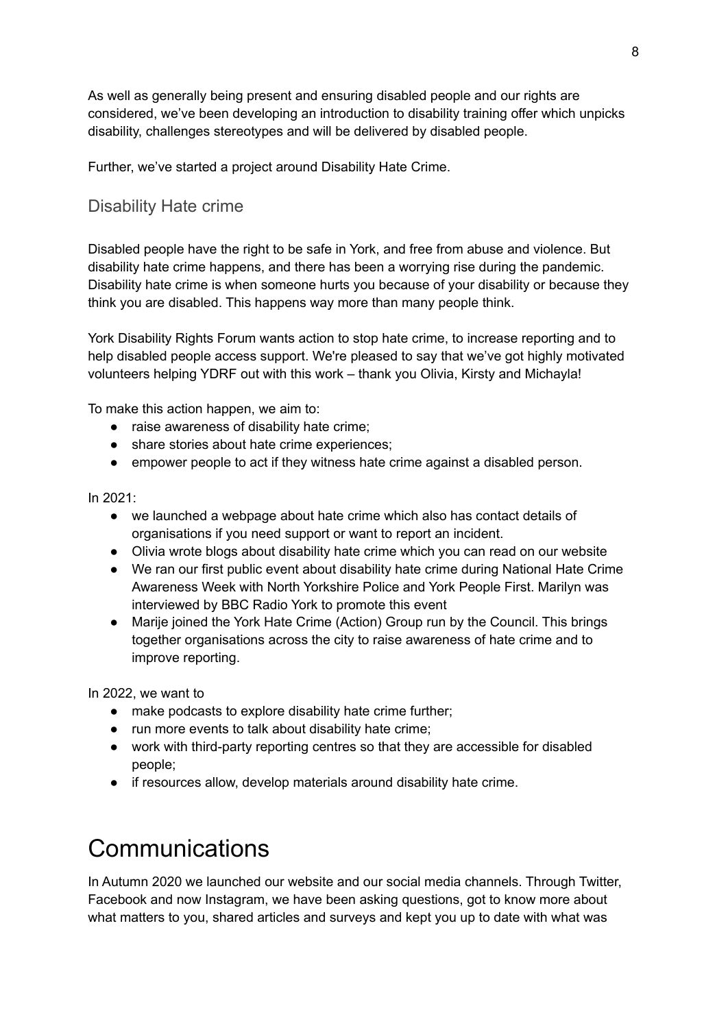As well as generally being present and ensuring disabled people and our rights are considered, we've been developing an introduction to disability training offer which unpicks disability, challenges stereotypes and will be delivered by disabled people.

Further, we've started a project around Disability Hate Crime.

## Disability Hate crime

Disabled people have the right to be safe in York, and free from abuse and violence. But disability hate crime happens, and there has been a worrying rise during the pandemic. Disability hate crime is when someone hurts you because of your disability or because they think you are disabled. This happens way more than many people think.

York Disability Rights Forum wants action to stop hate crime, to increase reporting and to help disabled people access support. We're pleased to say that we've got highly motivated volunteers helping YDRF out with this work – thank you Olivia, Kirsty and Michayla!

To make this action happen, we aim to:

- raise awareness of disability hate crime;
- share stories about hate crime experiences;
- empower people to act if they witness hate crime against a disabled person.

In 2021:

- we launched a webpage about hate crime which also has contact details of organisations if you need support or want to report an incident.
- Olivia wrote blogs about disability hate crime which you can read on our website
- We ran our first public event about disability hate crime during National Hate Crime Awareness Week with North Yorkshire Police and York People First. Marilyn was interviewed by BBC Radio York to promote this event
- Marije joined the York Hate Crime (Action) Group run by the Council. This brings together organisations across the city to raise awareness of hate crime and to improve reporting.

In 2022, we want to

- make podcasts to explore disability hate crime further;
- run more events to talk about disability hate crime;
- work with third-party reporting centres so that they are accessible for disabled people;
- if resources allow, develop materials around disability hate crime.

# Communications

In Autumn 2020 we launched our website and our social media channels. Through Twitter, Facebook and now Instagram, we have been asking questions, got to know more about what matters to you, shared articles and surveys and kept you up to date with what was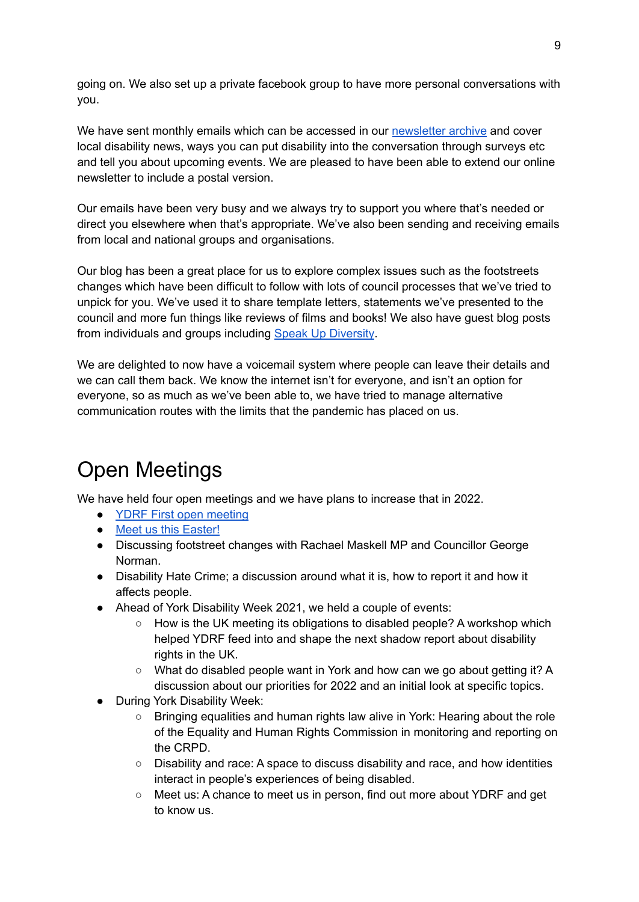going on. We also set up a private facebook group to have more personal conversations with you.

We have sent monthly emails which can be accessed in our newsletter archive and cover local disability news, ways you can put disability into the conversation through surveys etc and tell you about upcoming events. We are pleased to have been able to extend our online newsletter to include a postal version.

Our emails have been very busy and we always try to support you where that's needed or direct you elsewhere when that's appropriate. We've also been sending and receiving emails from local and national groups and organisations.

Our blog has been a great place for us to explore complex issues such as the footstreets changes which have been difficult to follow with lots of council processes that we've tried to unpick for you. We've used it to share template letters, statements we've presented to the council and more fun things like reviews of films and books! We also have guest blog posts from individuals and groups including Speak Up Diversity.

We are delighted to now have a voicemail system where people can leave their details and we can call them back. We know the internet isn't for everyone, and isn't an option for everyone, so as much as we've been able to, we have tried to manage alternative communication routes with the limits that the pandemic has placed on us.

# Open Meetings

We have held four open meetings and we have plans to increase that in 2022.

- YDRF First open meeting
- Meet us this Easter!
- Discussing footstreet changes with Rachael Maskell MP and Councillor George Norman.
- Disability Hate Crime; a discussion around what it is, how to report it and how it affects people.
- Ahead of York Disability Week 2021, we held a couple of events:
  - How is the UK meeting its obligations to disabled people? A workshop which helped YDRF feed into and shape the next shadow report about disability rights in the UK.
  - What do disabled people want in York and how can we go about getting it? A discussion about our priorities for 2022 and an initial look at specific topics.
- During York Disability Week:
  - Bringing equalities and human rights law alive in York: Hearing about the role of the Equality and Human Rights Commission in monitoring and reporting on the CRPD.
  - Disability and race: A space to discuss disability and race, and how identities interact in people's experiences of being disabled.
  - Meet us: A chance to meet us in person, find out more about YDRF and get to know us.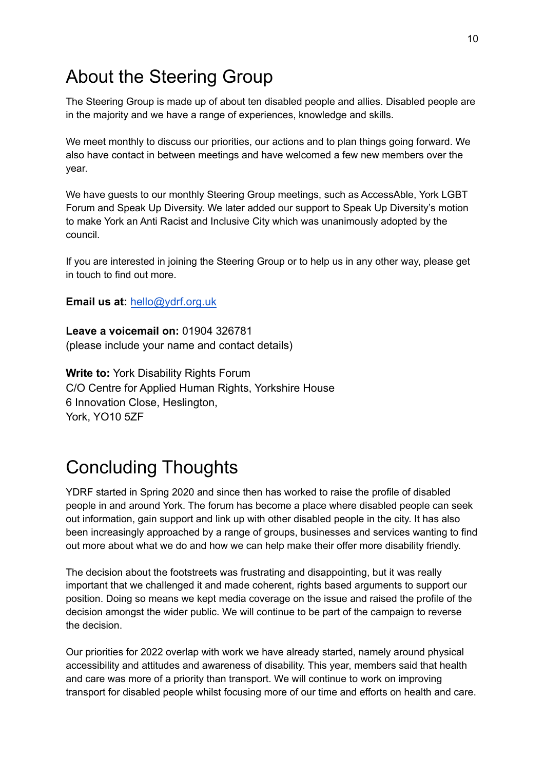## About the Steering Group

The Steering Group is made up of about ten disabled people and allies. Disabled people are in the majority and we have a range of experiences, knowledge and skills.

We meet monthly to discuss our priorities, our actions and to plan things going forward. We also have contact in between meetings and have welcomed a few new members over the year.

We have guests to our monthly Steering Group meetings, such as AccessAble, York LGBT Forum and Speak Up Diversity. We later added our support to Speak Up Diversity's motion to make York an Anti Racist and Inclusive City which was unanimously adopted by the council.

If you are interested in joining the Steering Group or to help us in any other way, please get in touch to find out more.

**Email us at:** hello@ydrf.org.uk

**Leave a voicemail on:** 01904 326781
(please include your name and contact details)

**Write to:** York Disability Rights Forum
C/O Centre for Applied Human Rights, Yorkshire House
6 Innovation Close, Heslington,
York, YO10 5ZF

## Concluding Thoughts

YDRF started in Spring 2020 and since then has worked to raise the profile of disabled people in and around York. The forum has become a place where disabled people can seek out information, gain support and link up with other disabled people in the city. It has also been increasingly approached by a range of groups, businesses and services wanting to find out more about what we do and how we can help make their offer more disability friendly.

The decision about the footstreets was frustrating and disappointing, but it was really important that we challenged it and made coherent, rights based arguments to support our position. Doing so means we kept media coverage on the issue and raised the profile of the decision amongst the wider public. We will continue to be part of the campaign to reverse the decision.

Our priorities for 2022 overlap with work we have already started, namely around physical accessibility and attitudes and awareness of disability. This year, members said that health and care was more of a priority than transport. We will continue to work on improving transport for disabled people whilst focusing more of our time and efforts on health and care.